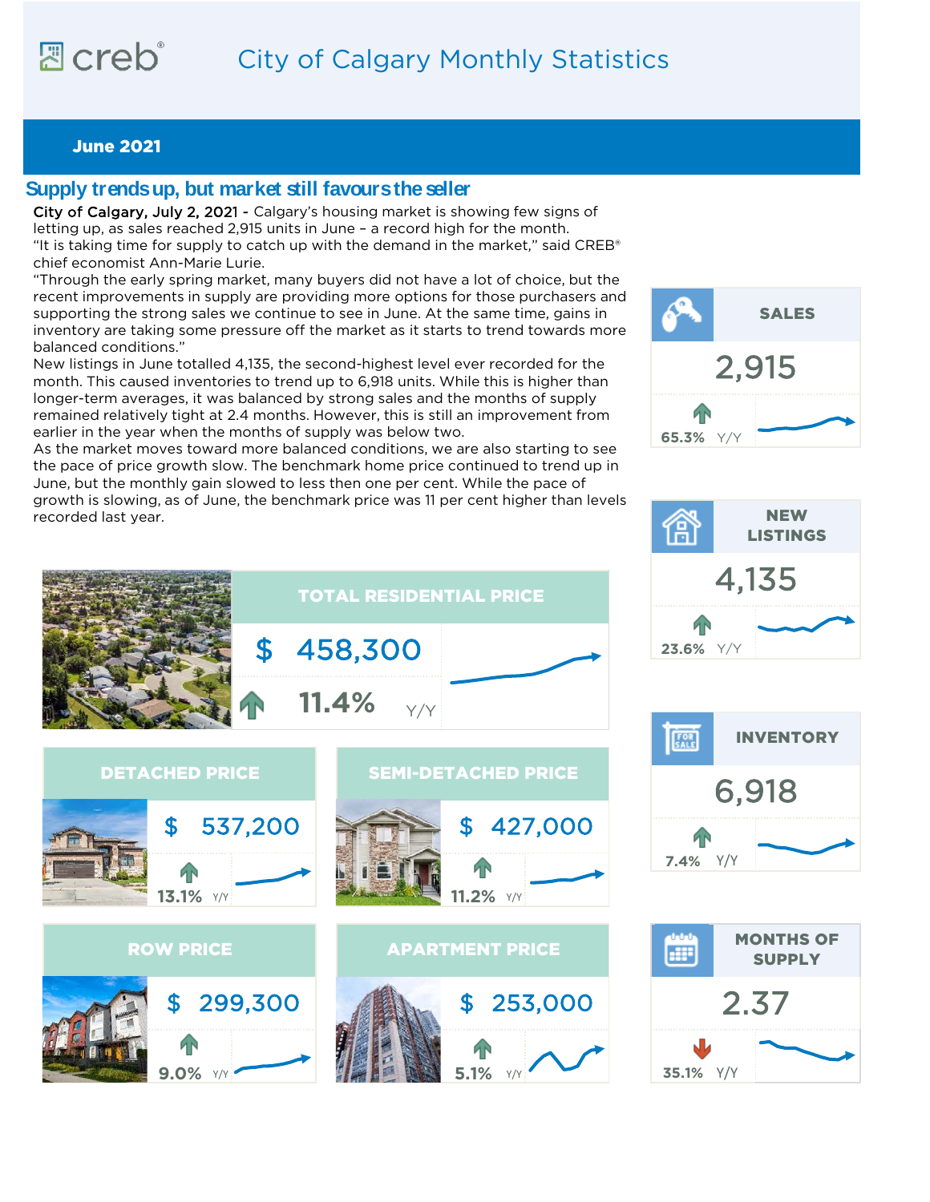# City of Calgary Monthly Statistics

**June 2021**

## Supply trends up, but market still favours the seller

City of Calgary, July 2, 2021 - Calgary's housing market is showing few signs of letting up, as sales reached 2,915 units in June – a record high for the month.

"It is taking time for supply to catch up with the demand in the market," said CREB® chief economist Ann-Marie Lurie.

"Through the early spring market, many buyers did not have a lot of choice, but the recent improvements in supply are providing more options for those purchasers and supporting the strong sales we continue to see in June. At the same time, gains in inventory are taking some pressure off the market as it starts to trend towards more balanced conditions."

New listings in June totalled 4,135, the second-highest level ever recorded for the month. This caused inventories to trend up to 6,918 units. While this is higher than longer-term averages, it was balanced by strong sales and the months of supply remained relatively tight at 2.4 months. However, this is still an improvement from earlier in the year when the months of supply was below two.

As the market moves toward more balanced conditions, we are also starting to see the pace of price growth slow. The benchmark home price continued to trend up in June, but the monthly gain slowed to less then one per cent. While the pace of growth is slowing, as of June, the benchmark price was 11 per cent higher than levels recorded last year.

| Indicator | Value | Y/Y |
|---|---|---|
| Sales | 2,915 | ↑ 65.3% |
| New Listings | 4,135 | ↑ 23.6% |
| Inventory | 6,918 | ↑ 7.4% |
| Months of Supply | 2.37 | ↓ 35.1% |

| Price | Value | Y/Y |
|---|---|---|
| Total Residential Price | $ 458,300 | ↑ 11.4% |
| Detached Price | $ 537,200 | ↑ 13.1% |
| Semi-Detached Price | $ 427,000 | ↑ 11.2% |
| Row Price | $ 299,300 | ↑ 9.0% |
| Apartment Price | $ 253,000 | ↑ 5.1% |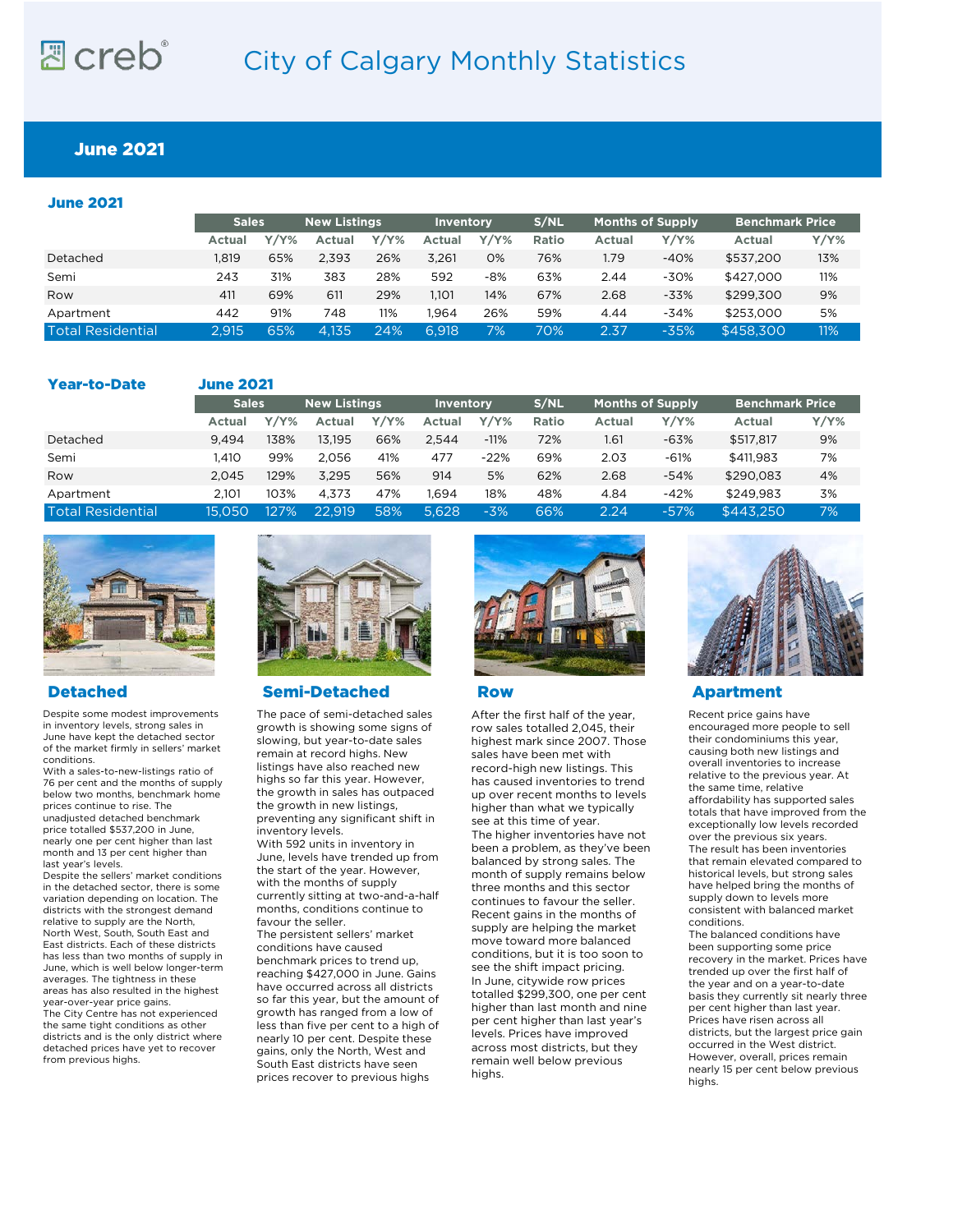# City of Calgary Monthly Statistics

## June 2021

### June 2021

| | Sales | | New Listings | | Inventory | | S/NL | Months of Supply | | Benchmark Price | |
|---|---|---|---|---|---|---|---|---|---|---|---|
| | Actual | Y/Y% | Actual | Y/Y% | Actual | Y/Y% | Ratio | Actual | Y/Y% | Actual | Y/Y% |
| Detached | 1,819 | 65% | 2,393 | 26% | 3,261 | 0% | 76% | 1.79 | -40% | $537,200 | 13% |
| Semi | 243 | 31% | 383 | 28% | 592 | -8% | 63% | 2.44 | -30% | $427,000 | 11% |
| Row | 411 | 69% | 611 | 29% | 1,101 | 14% | 67% | 2.68 | -33% | $299,300 | 9% |
| Apartment | 442 | 91% | 748 | 11% | 1,964 | 26% | 59% | 4.44 | -34% | $253,000 | 5% |
| Total Residential | 2,915 | 65% | 4,135 | 24% | 6,918 | 7% | 70% | 2.37 | -35% | $458,300 | 11% |

### Year-to-Date June 2021

| | Sales | | New Listings | | Inventory | | S/NL | Months of Supply | | Benchmark Price | |
|---|---|---|---|---|---|---|---|---|---|---|---|
| | Actual | Y/Y% | Actual | Y/Y% | Actual | Y/Y% | Ratio | Actual | Y/Y% | Actual | Y/Y% |
| Detached | 9,494 | 138% | 13,195 | 66% | 2,544 | -11% | 72% | 1.61 | -63% | $517,817 | 9% |
| Semi | 1,410 | 99% | 2,056 | 41% | 477 | -22% | 69% | 2.03 | -61% | $411,983 | 7% |
| Row | 2,045 | 129% | 3,295 | 56% | 914 | 5% | 62% | 2.68 | -54% | $290,083 | 4% |
| Apartment | 2,101 | 103% | 4,373 | 47% | 1,694 | 18% | 48% | 4.84 | -42% | $249,983 | 3% |
| Total Residential | 15,050 | 127% | 22,919 | 58% | 5,628 | -3% | 66% | 2.24 | -57% | $443,250 | 7% |

### Detached

Despite some modest improvements in inventory levels, strong sales in June have kept the detached sector of the market firmly in sellers' market conditions.

With a sales-to-new-listings ratio of 76 per cent and the months of supply below two months, benchmark home prices continue to rise. The unadjusted detached benchmark price totalled $537,200 in June, nearly one per cent higher than last month and 13 per cent higher than last year's levels.

Despite the sellers' market conditions in the detached sector, there is some variation depending on location. The districts with the strongest demand relative to supply are the North, North West, South, South East and East districts. Each of these districts has less than two months of supply in June, which is well below longer-term averages. The tightness in these areas has also resulted in the highest year-over-year price gains.

The City Centre has not experienced the same tight conditions as other districts and is the only district where detached prices have yet to recover from previous highs.

### Semi-Detached

The pace of semi-detached sales growth is showing some signs of slowing, but year-to-date sales remain at record highs. New listings have also reached new highs so far this year. However, the growth in sales has outpaced the growth in new listings, preventing any significant shift in inventory levels.

With 592 units in inventory in June, levels have trended up from the start of the year. However, with the months of supply currently sitting at two-and-a-half months, conditions continue to favour the seller.

The persistent sellers' market conditions have caused benchmark prices to trend up, reaching $427,000 in June. Gains have occurred across all districts so far this year, but the amount of growth has ranged from a low of less than five per cent to a high of nearly 10 per cent. Despite these gains, only the North, West and South East districts have seen prices recover to previous highs

### Row

After the first half of the year, row sales totalled 2,045, their highest mark since 2007. Those sales have been met with record-high new listings. This has caused inventories to trend up over recent months to levels higher than what we typically see at this time of year.

The higher inventories have not been a problem, as they've been balanced by strong sales. The month of supply remains below three months and this sector continues to favour the seller. Recent gains in the months of supply are helping the market move toward more balanced conditions, but it is too soon to see the shift impact pricing.

In June, citywide row prices totalled $299,300, one per cent higher than last month and nine per cent higher than last year's levels. Prices have improved across most districts, but they remain well below previous highs.

### Apartment

Recent price gains have encouraged more people to sell their condominiums this year, causing both new listings and overall inventories to increase relative to the previous year. At the same time, relative affordability has supported sales totals that have improved from the exceptionally low levels recorded over the previous six years.

The result has been inventories that remain elevated compared to historical levels, but strong sales have helped bring the months of supply down to levels more consistent with balanced market conditions.

The balanced conditions have been supporting some price recovery in the market. Prices have trended up over the first half of the year and on a year-to-date basis they currently sit nearly three per cent higher than last year. Prices have risen across all districts, but the largest price gain occurred in the West district. However, overall, prices remain nearly 15 per cent below previous highs.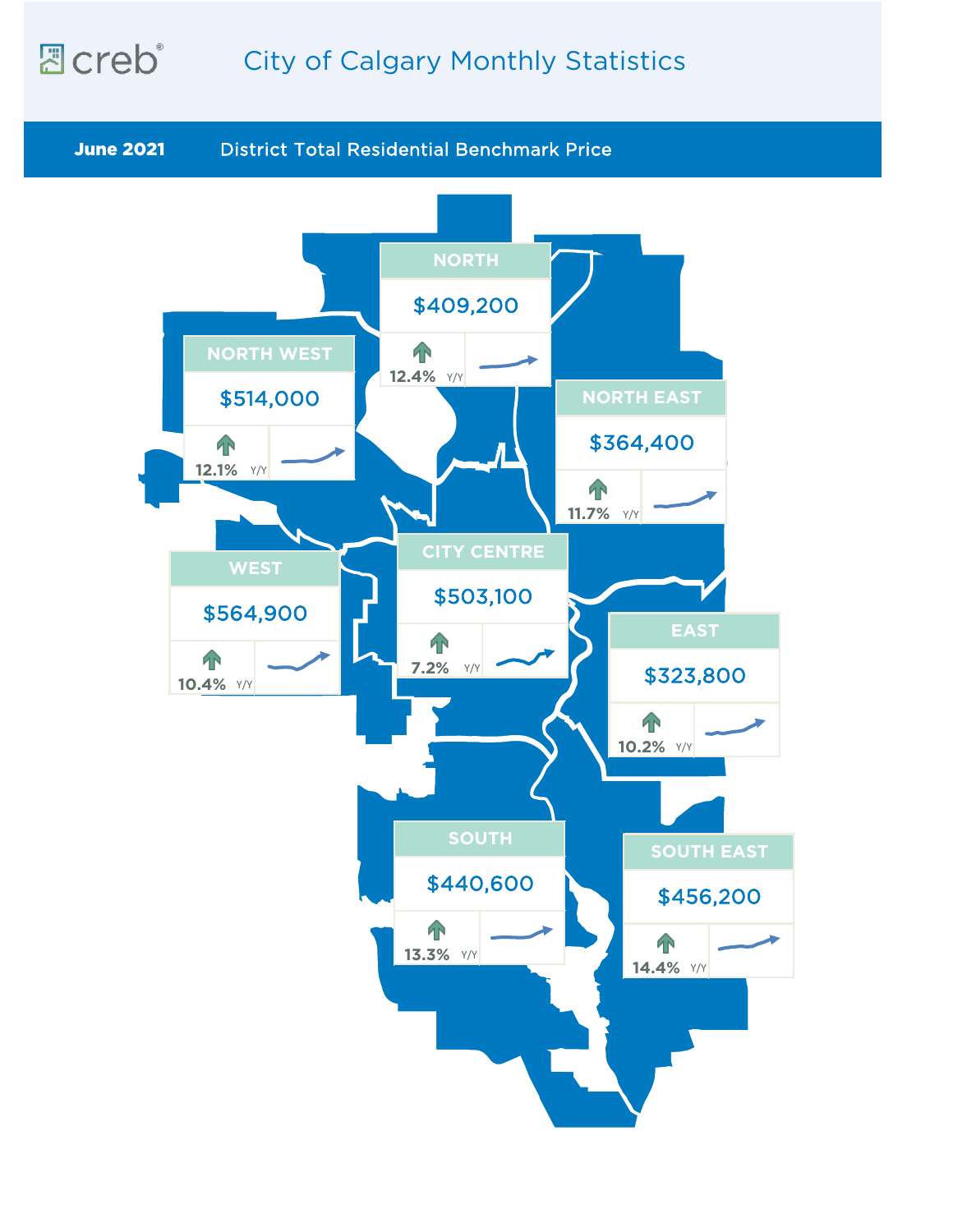creb®

# City of Calgary Monthly Statistics

**June 2021** District Total Residential Benchmark Price

NORTH
$409,200
12.4% Y/Y

NORTH WEST
$514,000
12.1% Y/Y

NORTH EAST
$364,400
11.7% Y/Y

WEST
$564,900
10.4% Y/Y

CITY CENTRE
$503,100
7.2% Y/Y

EAST
$323,800
10.2% Y/Y

SOUTH
$440,600
13.3% Y/Y

SOUTH EAST
$456,200
14.4% Y/Y